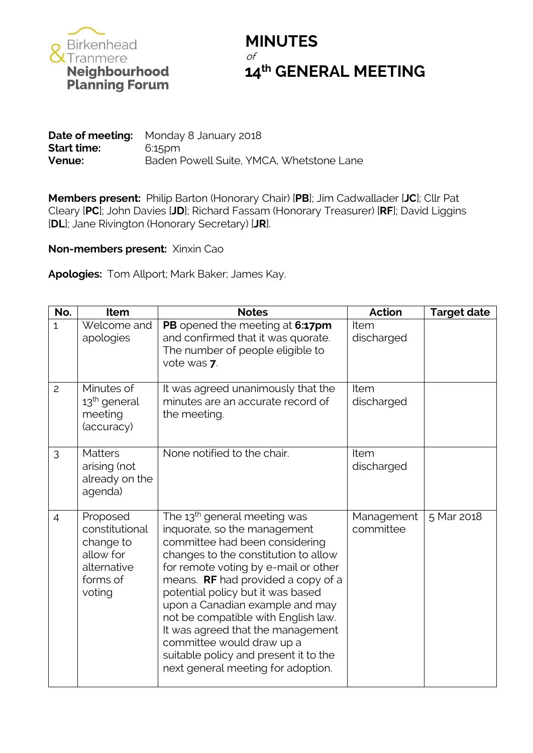Birkenhead & Tranmere **Neighbourhood Planning Forum**

# MINUTES

*of*

# 14th GENERAL MEETING

**Date of meeting:** Monday 8 January 2018
**Start time:** 6:15pm
**Venue:** Baden Powell Suite, YMCA, Whetstone Lane

**Members present:** Philip Barton (Honorary Chair) [**PB**]; Jim Cadwallader [**JC**]; Cllr Pat Cleary [**PC**]; John Davies [**JD**]; Richard Fassam (Honorary Treasurer) [**RF**]; David Liggins [**DL**]; Jane Rivington (Honorary Secretary) [**JR**].

**Non-members present:** Xinxin Cao

**Apologies:** Tom Allport; Mark Baker; James Kay.

| No. | Item | Notes | Action | Target date |
| --- | --- | --- | --- | --- |
| 1 | Welcome and apologies | **PB** opened the meeting at **6:17pm** and confirmed that it was quorate. The number of people eligible to vote was **7**. | Item discharged | |
| 2 | Minutes of 13th general meeting (accuracy) | It was agreed unanimously that the minutes are an accurate record of the meeting. | Item discharged | |
| 3 | Matters arising (not already on the agenda) | None notified to the chair. | Item discharged | |
| 4 | Proposed constitutional change to allow for alternative forms of voting | The 13th general meeting was inquorate, so the management committee had been considering changes to the constitution to allow for remote voting by e-mail or other means. **RF** had provided a copy of a potential policy but it was based upon a Canadian example and may not be compatible with English law. It was agreed that the management committee would draw up a suitable policy and present it to the next general meeting for adoption. | Management committee | 5 Mar 2018 |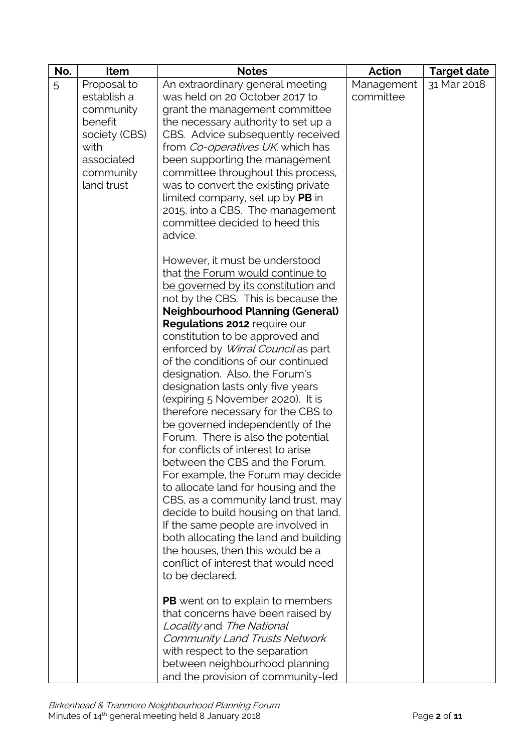| No. | Item | Notes | Action | Target date |
|---|---|---|---|---|
| 5 | Proposal to establish a community benefit society (CBS) with associated community land trust | An extraordinary general meeting was held on 20 October 2017 to grant the management committee the necessary authority to set up a CBS. Advice subsequently received from *Co-operatives UK*, which has been supporting the management committee throughout this process, was to convert the existing private limited company, set up by **PB** in 2015, into a CBS. The management committee decided to heed this advice.<br><br>However, it must be understood that <u>the Forum would continue to be governed by its constitution</u> and not by the CBS. This is because the **Neighbourhood Planning (General) Regulations 2012** require our constitution to be approved and enforced by *Wirral Council* as part of the conditions of our continued designation. Also, the Forum's designation lasts only five years (expiring 5 November 2020). It is therefore necessary for the CBS to be governed independently of the Forum. There is also the potential for conflicts of interest to arise between the CBS and the Forum. For example, the Forum may decide to allocate land for housing and the CBS, as a community land trust, may decide to build housing on that land. If the same people are involved in both allocating the land and building the houses, then this would be a conflict of interest that would need to be declared.<br><br>**PB** went on to explain to members that concerns have been raised by *Locality* and *The National Community Land Trusts Network* with respect to the separation between neighbourhood planning and the provision of community-led | Management committee | 31 Mar 2018 |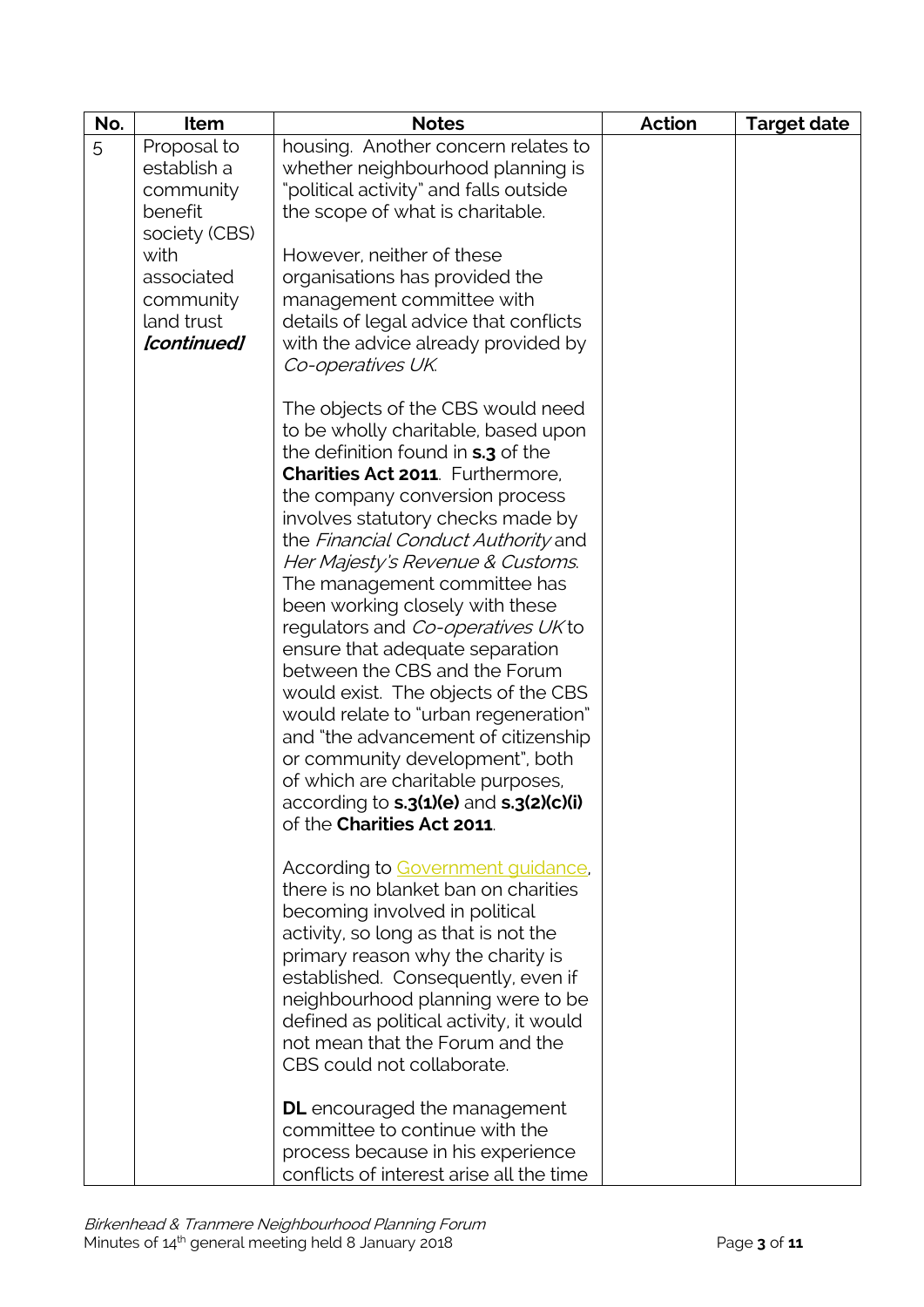| No. | Item | Notes | Action | Target date |
|---|---|---|---|---|
| 5 | Proposal to establish a community benefit society (CBS) with associated community land trust ***[continued]*** | housing. Another concern relates to whether neighbourhood planning is "political activity" and falls outside the scope of what is charitable.<br><br>However, neither of these organisations has provided the management committee with details of legal advice that conflicts with the advice already provided by *Co-operatives UK*.<br><br>The objects of the CBS would need to be wholly charitable, based upon the definition found in **s.3** of the **Charities Act 2011**. Furthermore, the company conversion process involves statutory checks made by the *Financial Conduct Authority* and *Her Majesty's Revenue & Customs*. The management committee has been working closely with these regulators and *Co-operatives UK* to ensure that adequate separation between the CBS and the Forum would exist. The objects of the CBS would relate to "urban regeneration" and "the advancement of citizenship or community development", both of which are charitable purposes, according to **s.3(1)(e)** and **s.3(2)(c)(i)** of the **Charities Act 2011**.<br><br>According to Government guidance, there is no blanket ban on charities becoming involved in political activity, so long as that is not the primary reason why the charity is established. Consequently, even if neighbourhood planning were to be defined as political activity, it would not mean that the Forum and the CBS could not collaborate.<br><br>**DL** encouraged the management committee to continue with the process because in his experience conflicts of interest arise all the time | | |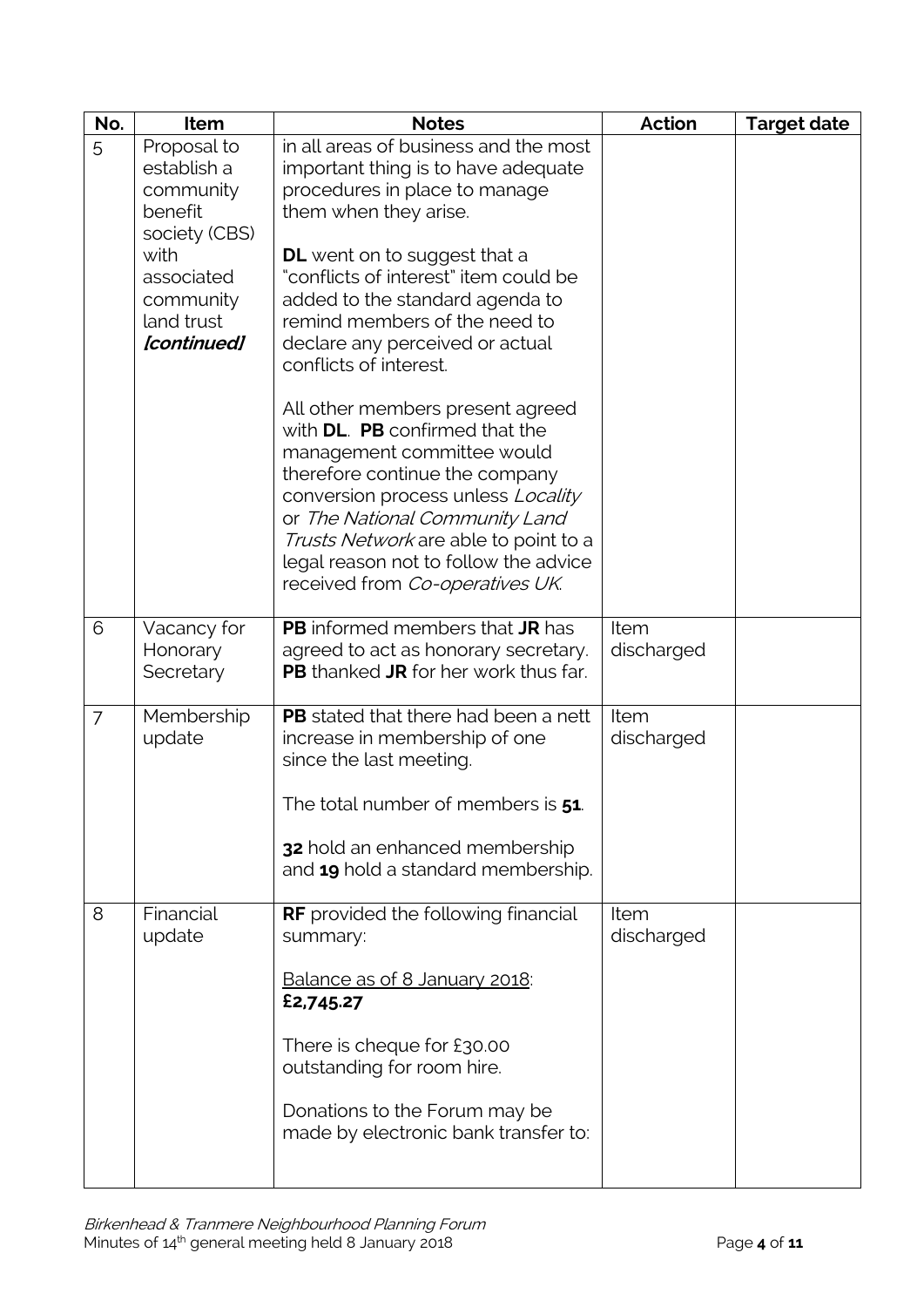| No. | Item | Notes | Action | Target date |
|---|---|---|---|---|
| 5 | Proposal to establish a community benefit society (CBS) with associated community land trust ***[continued]*** | in all areas of business and the most important thing is to have adequate procedures in place to manage them when they arise.<br><br>**DL** went on to suggest that a "conflicts of interest" item could be added to the standard agenda to remind members of the need to declare any perceived or actual conflicts of interest.<br><br>All other members present agreed with **DL**. **PB** confirmed that the management committee would therefore continue the company conversion process unless *Locality* or *The National Community Land Trusts Network* are able to point to a legal reason not to follow the advice received from *Co-operatives UK*. | | |
| 6 | Vacancy for Honorary Secretary | **PB** informed members that **JR** has agreed to act as honorary secretary. **PB** thanked **JR** for her work thus far. | Item discharged | |
| 7 | Membership update | **PB** stated that there had been a nett increase in membership of one since the last meeting.<br><br>The total number of members is **51**.<br><br>**32** hold an enhanced membership and **19** hold a standard membership. | Item discharged | |
| 8 | Financial update | **RF** provided the following financial summary:<br><br><u>Balance as of 8 January 2018</u>: **£2,745.27**<br><br>There is cheque for £30.00 outstanding for room hire.<br><br>Donations to the Forum may be made by electronic bank transfer to: | Item discharged | |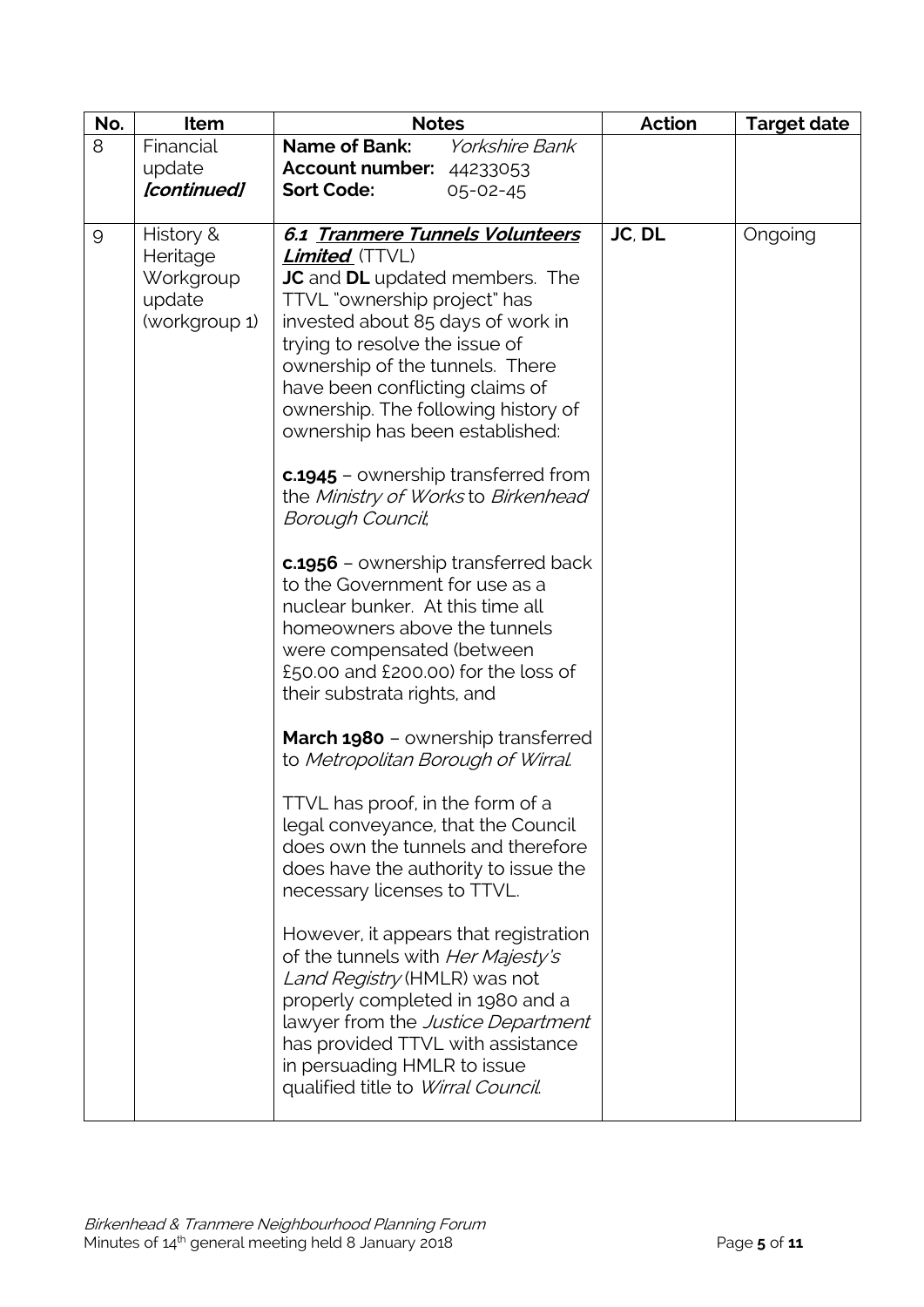| No. | Item | Notes | Action | Target date |
|---|---|---|---|---|
| 8 | Financial update ***[continued]*** | **Name of Bank:** *Yorkshire Bank*<br>**Account number:** 44233053<br>**Sort Code:** 05-02-45 | | |
| 9 | History & Heritage Workgroup update (workgroup 1) | ***6.1 <u>Tranmere Tunnels Volunteers Limited</u>*** (TTVL)<br>**JC** and **DL** updated members. The TTVL "ownership project" has invested about 85 days of work in trying to resolve the issue of ownership of the tunnels. There have been conflicting claims of ownership. The following history of ownership has been established:<br><br>**c.1945** – ownership transferred from the *Ministry of Works* to *Birkenhead Borough Council*;<br><br>**c.1956** – ownership transferred back to the Government for use as a nuclear bunker. At this time all homeowners above the tunnels were compensated (between £50.00 and £200.00) for the loss of their substrata rights, and<br><br>**March 1980** – ownership transferred to *Metropolitan Borough of Wirral*.<br><br>TTVL has proof, in the form of a legal conveyance, that the Council does own the tunnels and therefore does have the authority to issue the necessary licenses to TTVL.<br><br>However, it appears that registration of the tunnels with *Her Majesty's Land Registry* (HMLR) was not properly completed in 1980 and a lawyer from the *Justice Department* has provided TTVL with assistance in persuading HMLR to issue qualified title to *Wirral Council*. | **JC**, **DL** | Ongoing |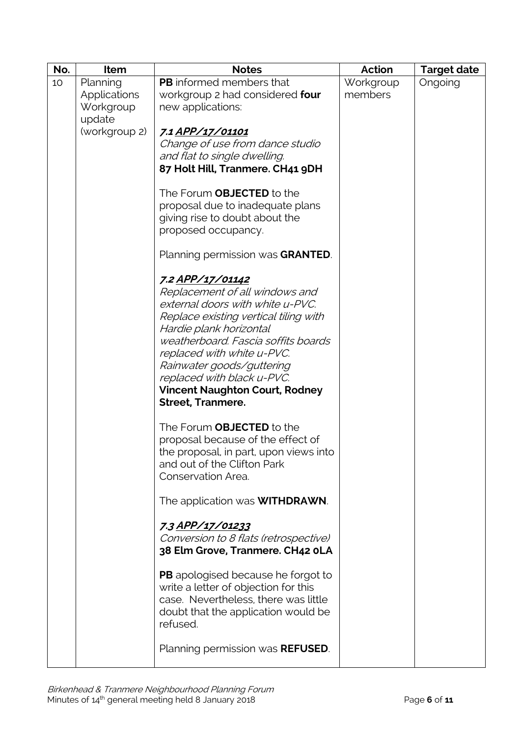| No. | Item | Notes | Action | Target date |
| --- | --- | --- | --- | --- |
| 10 | Planning Applications Workgroup update (workgroup 2) | **PB** informed members that workgroup 2 had considered **four** new applications:<br><br>***7.1 <u>APP/17/01101</u>***<br>*Change of use from dance studio and flat to single dwelling.*<br>**87 Holt Hill, Tranmere. CH41 9DH**<br><br>The Forum **OBJECTED** to the proposal due to inadequate plans giving rise to doubt about the proposed occupancy.<br><br>Planning permission was **GRANTED**.<br><br>***7.2 <u>APP/17/01142</u>***<br>*Replacement of all windows and external doors with white u-PVC. Replace existing vertical tiling with Hardie plank horizontal weatherboard. Fascia soffits boards replaced with white u-PVC. Rainwater goods/guttering replaced with black u-PVC.*<br>**Vincent Naughton Court, Rodney Street, Tranmere.**<br><br>The Forum **OBJECTED** to the proposal because of the effect of the proposal, in part, upon views into and out of the Clifton Park Conservation Area.<br><br>The application was **WITHDRAWN**.<br><br>***7.3 <u>APP/17/01233</u>***<br>*Conversion to 8 flats (retrospective)*<br>**38 Elm Grove, Tranmere. CH42 0LA**<br><br>**PB** apologised because he forgot to write a letter of objection for this case. Nevertheless, there was little doubt that the application would be refused.<br><br>Planning permission was **REFUSED**. | Workgroup members | Ongoing |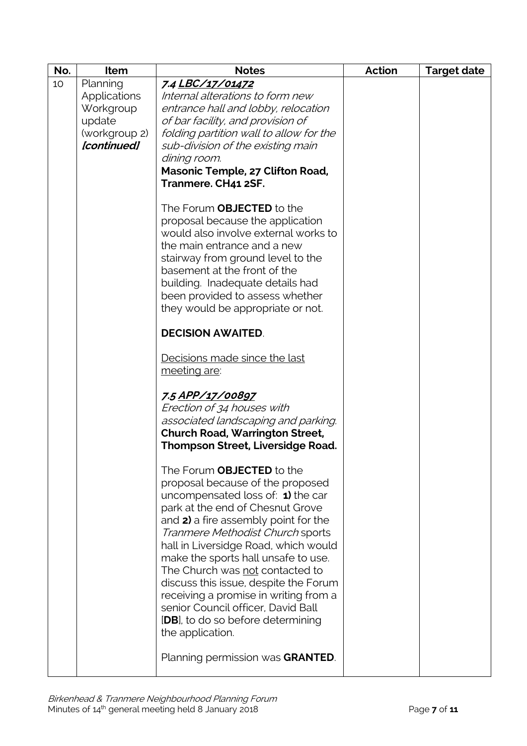| No. | Item | Notes | Action | Target date |
|---|---|---|---|---|
| 10 | Planning Applications Workgroup update (workgroup 2) *[continued]* | ***7.4 <u>LBC/17/01472</u>***<br>*Internal alterations to form new entrance hall and lobby, relocation of bar facility, and provision of folding partition wall to allow for the sub-division of the existing main dining room.*<br>**Masonic Temple, 27 Clifton Road, Tranmere. CH41 2SF.**<br><br>The Forum **OBJECTED** to the proposal because the application would also involve external works to the main entrance and a new stairway from ground level to the basement at the front of the building. Inadequate details had been provided to assess whether they would be appropriate or not.<br><br>**DECISION AWAITED**.<br><br><u>Decisions made since the last meeting are</u>:<br><br>***7.5 <u>APP/17/00897</u>***<br>*Erection of 34 houses with associated landscaping and parking.*<br>**Church Road, Warrington Street, Thompson Street, Liversidge Road.**<br><br>The Forum **OBJECTED** to the proposal because of the proposed uncompensated loss of: **1)** the car park at the end of Chesnut Grove and **2)** a fire assembly point for the *Tranmere Methodist Church* sports hall in Liversidge Road, which would make the sports hall unsafe to use. The Church was <u>not</u> contacted to discuss this issue, despite the Forum receiving a promise in writing from a senior Council officer, David Ball [**DB**], to do so before determining the application.<br><br>Planning permission was **GRANTED**. | | |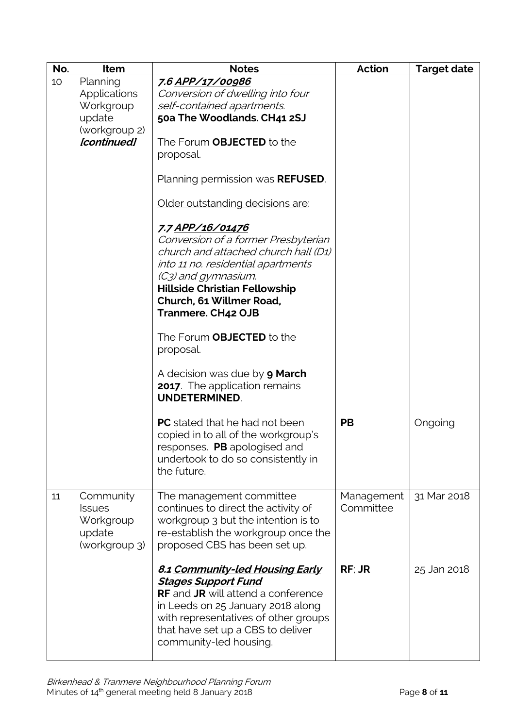| No. | Item | Notes | Action | Target date |
|---|---|---|---|---|
| 10 | Planning Applications Workgroup update (workgroup 2) *[continued]* | ***7.6 APP/17/00986*** <br> *Conversion of dwelling into four self-contained apartments.* <br> **50a The Woodlands. CH41 2SJ** <br><br> The Forum **OBJECTED** to the proposal. <br><br> Planning permission was **REFUSED**. <br><br> Older outstanding decisions are: <br><br> ***7.7 APP/16/01476*** <br> *Conversion of a former Presbyterian church and attached church hall (D1) into 11 no. residential apartments (C3) and gymnasium.* <br> **Hillside Christian Fellowship Church, 61 Willmer Road, Tranmere. CH42 OJB** <br><br> The Forum **OBJECTED** to the proposal. <br><br> A decision was due by **9 March 2017**. The application remains **UNDETERMINED**. | | |
| | | **PC** stated that he had not been copied in to all of the workgroup's responses. **PB** apologised and undertook to do so consistently in the future. | **PB** | Ongoing |
| 11 | Community Issues Workgroup update (workgroup 3) | The management committee continues to direct the activity of workgroup 3 but the intention is to re-establish the workgroup once the proposed CBS has been set up. | Management Committee | 31 Mar 2018 |
| | | ***8.1 Community-led Housing Early Stages Support Fund*** <br> **RF** and **JR** will attend a conference in Leeds on 25 January 2018 along with representatives of other groups that have set up a CBS to deliver community-led housing. | **RF**; **JR** | 25 Jan 2018 |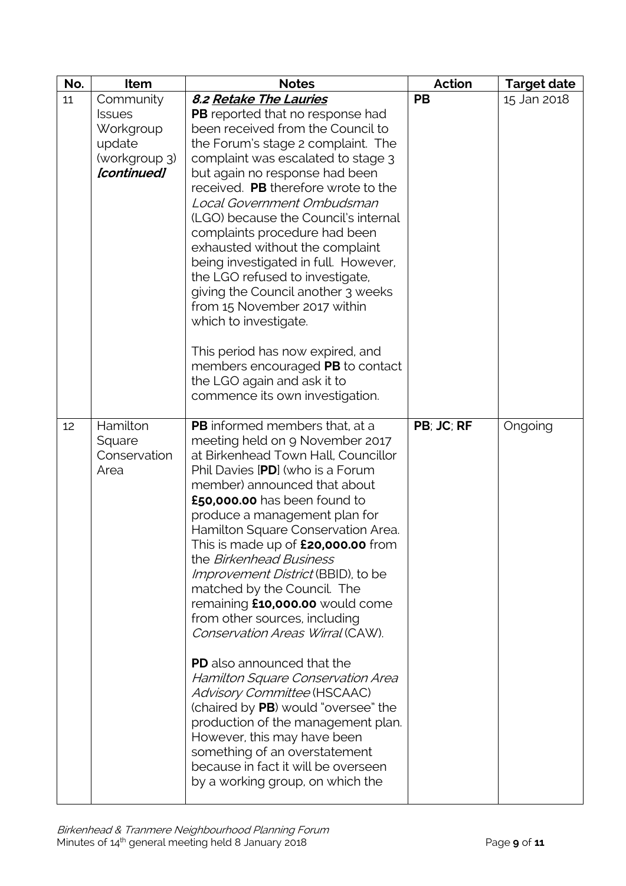| No. | Item | Notes | Action | Target date |
|---|---|---|---|---|
| 11 | Community Issues Workgroup update (workgroup 3) ***[continued]*** | ***8.2 <u>Retake The Lauries</u>***<br>**PB** reported that no response had been received from the Council to the Forum's stage 2 complaint. The complaint was escalated to stage 3 but again no response had been received. **PB** therefore wrote to the *Local Government Ombudsman* (LGO) because the Council's internal complaints procedure had been exhausted without the complaint being investigated in full. However, the LGO refused to investigate, giving the Council another 3 weeks from 15 November 2017 within which to investigate.<br><br>This period has now expired, and members encouraged **PB** to contact the LGO again and ask it to commence its own investigation. | **PB** | 15 Jan 2018 |
| 12 | Hamilton Square Conservation Area | **PB** informed members that, at a meeting held on 9 November 2017 at Birkenhead Town Hall, Councillor Phil Davies [**PD**] (who is a Forum member) announced that about **£50,000.00** has been found to produce a management plan for Hamilton Square Conservation Area. This is made up of **£20,000.00** from the *Birkenhead Business Improvement District* (BBID), to be matched by the Council. The remaining **£10,000.00** would come from other sources, including *Conservation Areas Wirral* (CAW).<br><br>**PD** also announced that the *Hamilton Square Conservation Area Advisory Committee* (HSCAAC) (chaired by **PB**) would "oversee" the production of the management plan. However, this may have been something of an overstatement because in fact it will be overseen by a working group, on which the | **PB**; **JC**; **RF** | Ongoing |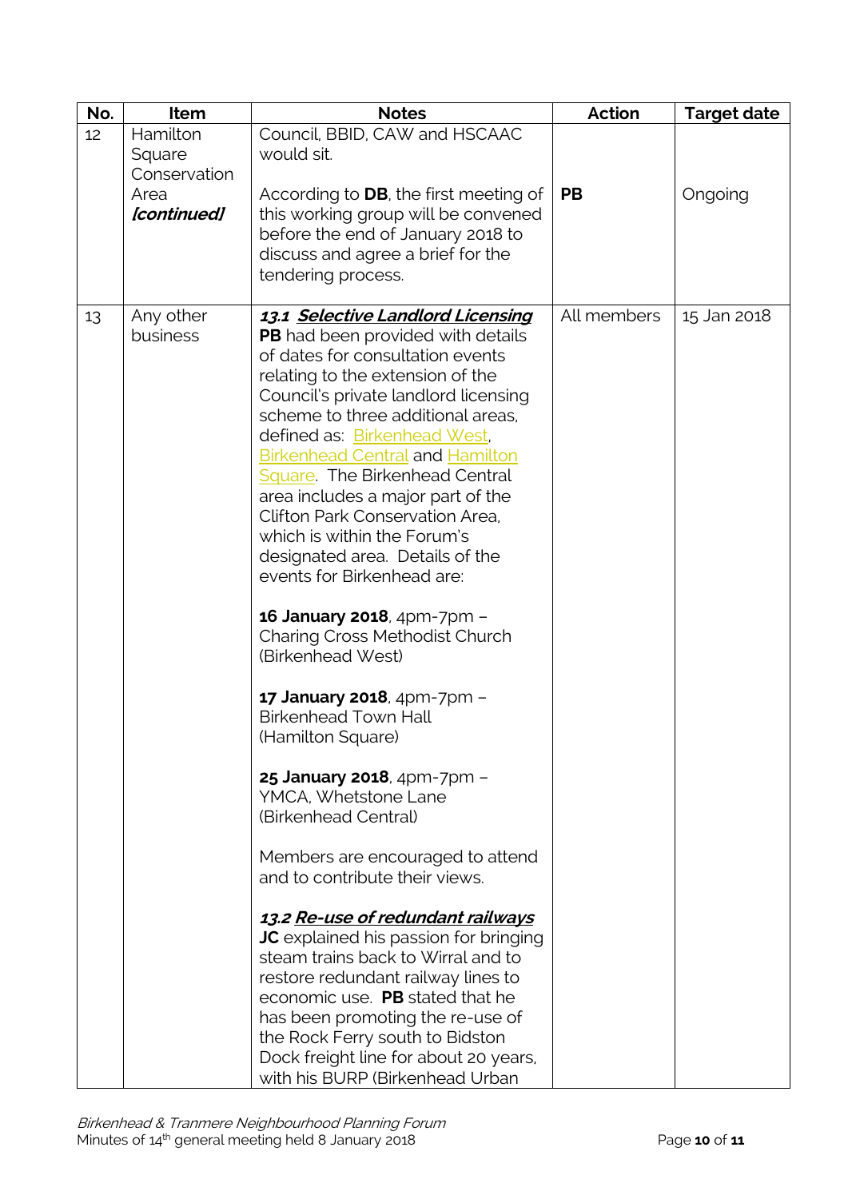| No. | Item | Notes | Action | Target date |
|---|---|---|---|---|
| 12 | Hamilton Square Conservation Area ***[continued]*** | Council, BBID, CAW and HSCAAC would sit.<br><br>According to **DB**, the first meeting of this working group will be convened before the end of January 2018 to discuss and agree a brief for the tendering process. | **PB** | Ongoing |
| 13 | Any other business | ***13.1 <u>Selective Landlord Licensing</u>***<br>**PB** had been provided with details of dates for consultation events relating to the extension of the Council's private landlord licensing scheme to three additional areas, defined as: <u>Birkenhead West</u>, <u>Birkenhead Central</u> and <u>Hamilton Square</u>. The Birkenhead Central area includes a major part of the Clifton Park Conservation Area, which is within the Forum's designated area. Details of the events for Birkenhead are:<br><br>**16 January 2018**, 4pm-7pm – Charing Cross Methodist Church (Birkenhead West)<br><br>**17 January 2018**, 4pm-7pm – Birkenhead Town Hall (Hamilton Square)<br><br>**25 January 2018**, 4pm-7pm – YMCA, Whetstone Lane (Birkenhead Central)<br><br>Members are encouraged to attend and to contribute their views.<br><br>***13.2 <u>Re-use of redundant railways</u>***<br>**JC** explained his passion for bringing steam trains back to Wirral and to restore redundant railway lines to economic use. **PB** stated that he has been promoting the re-use of the Rock Ferry south to Bidston Dock freight line for about 20 years, with his BURP (Birkenhead Urban | All members | 15 Jan 2018 |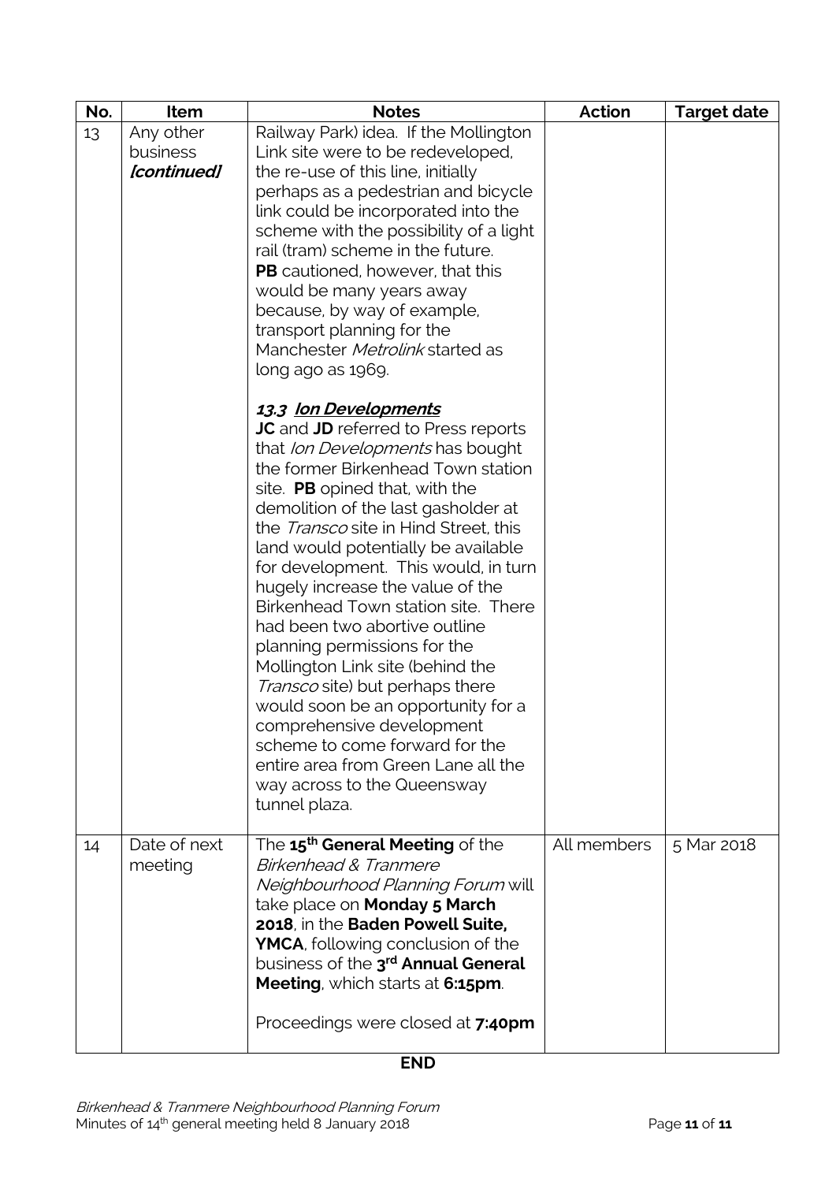| No. | Item | Notes | Action | Target date |
|---|---|---|---|---|
| 13 | Any other business *[continued]* | Railway Park) idea. If the Mollington Link site were to be redeveloped, the re-use of this line, initially perhaps as a pedestrian and bicycle link could be incorporated into the scheme with the possibility of a light rail (tram) scheme in the future. **PB** cautioned, however, that this would be many years away because, by way of example, transport planning for the Manchester *Metrolink* started as long ago as 1969.<br><br>***13.3 Ion Developments***<br>**JC** and **JD** referred to Press reports that *Ion Developments* has bought the former Birkenhead Town station site. **PB** opined that, with the demolition of the last gasholder at the *Transco* site in Hind Street, this land would potentially be available for development. This would, in turn hugely increase the value of the Birkenhead Town station site. There had been two abortive outline planning permissions for the Mollington Link site (behind the *Transco* site) but perhaps there would soon be an opportunity for a comprehensive development scheme to come forward for the entire area from Green Lane all the way across to the Queensway tunnel plaza. | | |
| 14 | Date of next meeting | The **15th General Meeting** of the *Birkenhead & Tranmere Neighbourhood Planning Forum* will take place on **Monday 5 March 2018**, in the **Baden Powell Suite, YMCA**, following conclusion of the business of the **3rd Annual General Meeting**, which starts at **6:15pm**.<br><br>Proceedings were closed at **7:40pm** | All members | 5 Mar 2018 |

**END**